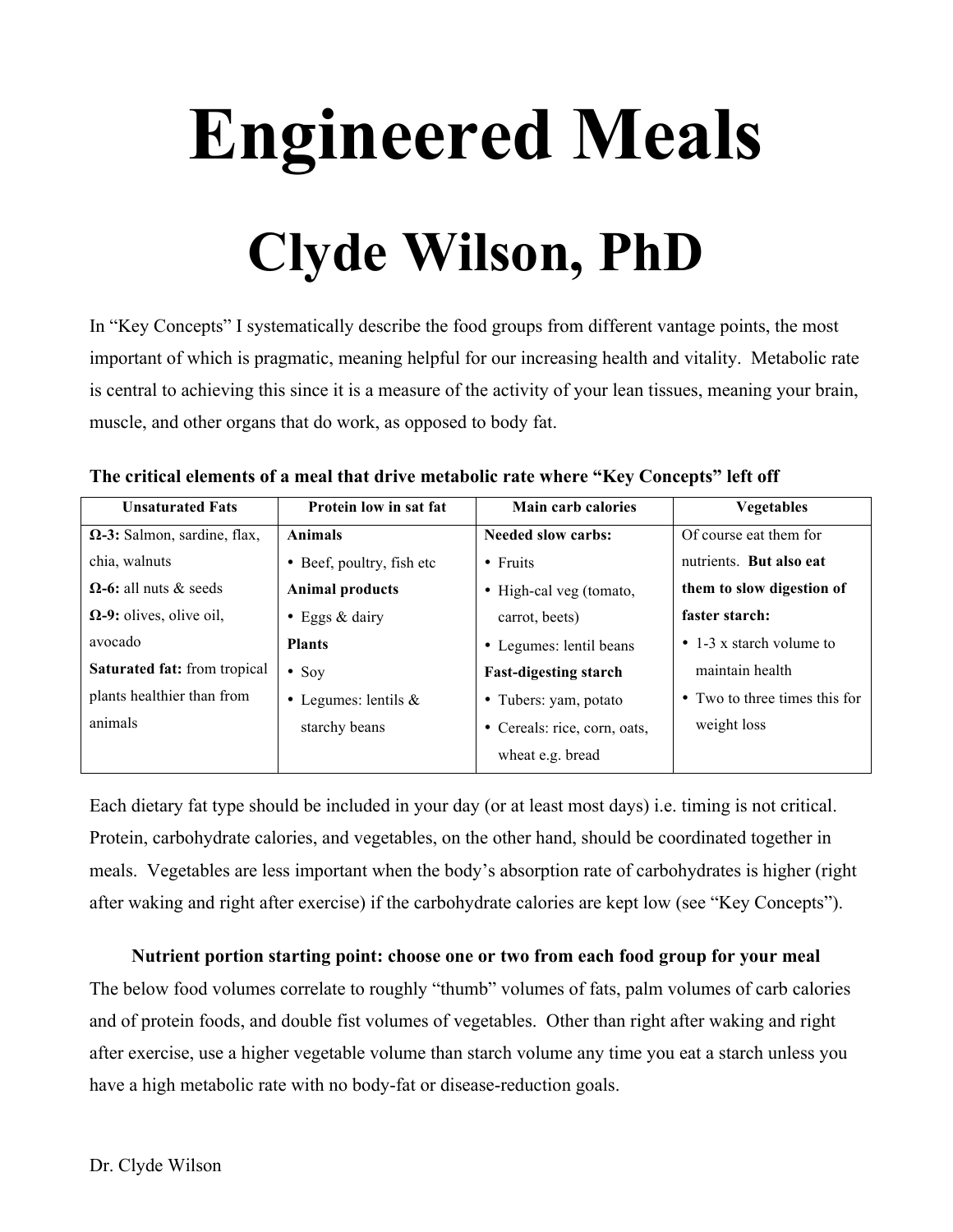# Engineered Meals

## Clyde Wilson, PhD

In "Key Concepts" I systematically describe the food groups from different vantage points, the most important of which is pragmatic, meaning helpful for our increasing health and vitality. Metabolic rate is central to achieving this since it is a measure of the activity of your lean tissues, meaning your brain, muscle, and other organs that do work, as opposed to body fat.

**The critical elements of a meal that drive metabolic rate where "Key Concepts" left off**

| Unsaturated Fats | Protein low in sat fat | Main carb calories | Vegetables |
|---|---|---|---|
| **Ω-3:** Salmon, sardine, flax, chia, walnuts<br>**Ω-6:** all nuts & seeds<br>**Ω-9:** olives, olive oil, avocado<br>**Saturated fat:** from tropical plants healthier than from animals | **Animals**<br>• Beef, poultry, fish etc<br>**Animal products**<br>• Eggs & dairy<br>**Plants**<br>• Soy<br>• Legumes: lentils & starchy beans | **Needed slow carbs:**<br>• Fruits<br>• High-cal veg (tomato, carrot, beets)<br>• Legumes: lentil beans<br>**Fast-digesting starch**<br>• Tubers: yam, potato<br>• Cereals: rice, corn, oats, wheat e.g. bread | Of course eat them for nutrients. **But also eat them to slow digestion of faster starch:**<br>• 1-3 x starch volume to maintain health<br>• Two to three times this for weight loss |

Each dietary fat type should be included in your day (or at least most days) i.e. timing is not critical. Protein, carbohydrate calories, and vegetables, on the other hand, should be coordinated together in meals. Vegetables are less important when the body's absorption rate of carbohydrates is higher (right after waking and right after exercise) if the carbohydrate calories are kept low (see "Key Concepts").

**Nutrient portion starting point: choose one or two from each food group for your meal**

The below food volumes correlate to roughly "thumb" volumes of fats, palm volumes of carb calories and of protein foods, and double fist volumes of vegetables. Other than right after waking and right after exercise, use a higher vegetable volume than starch volume any time you eat a starch unless you have a high metabolic rate with no body-fat or disease-reduction goals.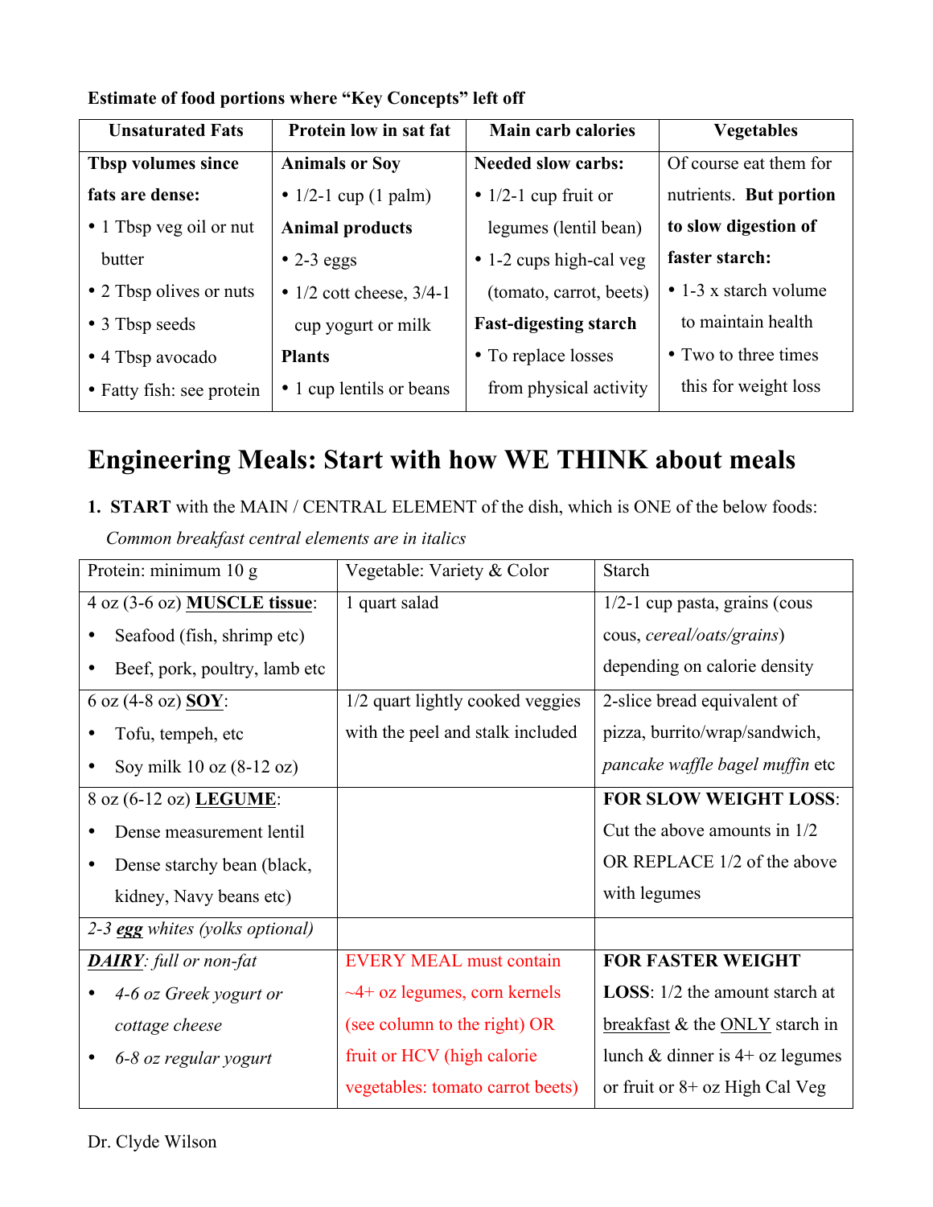**Estimate of food portions where "Key Concepts" left off**

| Unsaturated Fats | Protein low in sat fat | Main carb calories | Vegetables |
|---|---|---|---|
| **Tbsp volumes since fats are dense:**<br>• 1 Tbsp veg oil or nut butter<br>• 2 Tbsp olives or nuts<br>• 3 Tbsp seeds<br>• 4 Tbsp avocado<br>• Fatty fish: see protein | **Animals or Soy**<br>• 1/2-1 cup (1 palm)<br>**Animal products**<br>• 2-3 eggs<br>• 1/2 cott cheese, 3/4-1 cup yogurt or milk<br>**Plants**<br>• 1 cup lentils or beans | **Needed slow carbs:**<br>• 1/2-1 cup fruit or legumes (lentil bean)<br>• 1-2 cups high-cal veg (tomato, carrot, beets)<br>**Fast-digesting starch**<br>• To replace losses from physical activity | Of course eat them for nutrients. **But portion to slow digestion of faster starch:**<br>• 1-3 x starch volume to maintain health<br>• Two to three times this for weight loss |

# Engineering Meals: Start with how WE THINK about meals

1. **START** with the MAIN / CENTRAL ELEMENT of the dish, which is ONE of the below foods:
   *Common breakfast central elements are in italics*

| Protein: minimum 10 g | Vegetable: Variety & Color | Starch |
|---|---|---|
| 4 oz (3-6 oz) **<u>MUSCLE tissue</u>**:<br>• Seafood (fish, shrimp etc)<br>• Beef, pork, poultry, lamb etc | 1 quart salad | 1/2-1 cup pasta, grains (cous cous, *cereal/oats/grains*) depending on calorie density |
| 6 oz (4-8 oz) **<u>SOY</u>**:<br>• Tofu, tempeh, etc<br>• Soy milk 10 oz (8-12 oz) | 1/2 quart lightly cooked veggies with the peel and stalk included | 2-slice bread equivalent of pizza, burrito/wrap/sandwich, *pancake waffle bagel muffin* etc |
| 8 oz (6-12 oz) **<u>LEGUME</u>**:<br>• Dense measurement lentil<br>• Dense starchy bean (black, kidney, Navy beans etc) | | **FOR SLOW WEIGHT LOSS**: Cut the above amounts in 1/2 OR REPLACE 1/2 of the above with legumes |
| *2-3 **<u>egg</u>** whites (yolks optional)* | | |
| ***<u>DAIRY</u>**: full or non-fat*<br>• *4-6 oz Greek yogurt or cottage cheese*<br>• *6-8 oz regular yogurt* | EVERY MEAL must contain ~4+ oz legumes, corn kernels (see column to the right) OR fruit or HCV (high calorie vegetables: tomato carrot beets) | **FOR FASTER WEIGHT LOSS**: 1/2 the amount starch at <u>breakfast</u> & the <u>ONLY</u> starch in lunch & dinner is 4+ oz legumes or fruit or 8+ oz High Cal Veg |

Dr. Clyde Wilson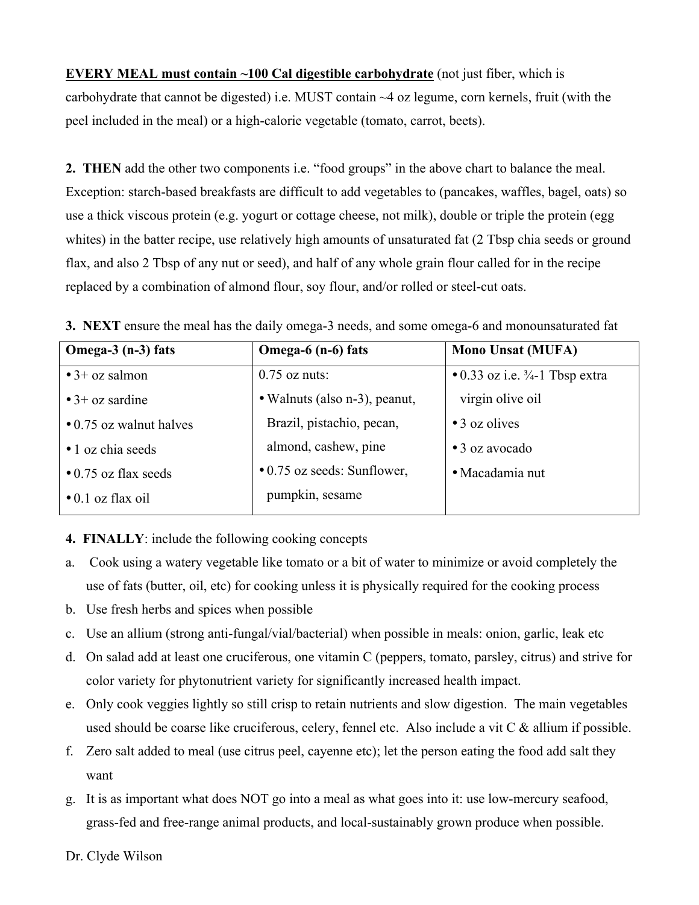**<u>EVERY MEAL must contain ~100 Cal digestible carbohydrate</u>** (not just fiber, which is carbohydrate that cannot be digested) i.e. MUST contain ~4 oz legume, corn kernels, fruit (with the peel included in the meal) or a high-calorie vegetable (tomato, carrot, beets).

**2. THEN** add the other two components i.e. "food groups" in the above chart to balance the meal. Exception: starch-based breakfasts are difficult to add vegetables to (pancakes, waffles, bagel, oats) so use a thick viscous protein (e.g. yogurt or cottage cheese, not milk), double or triple the protein (egg whites) in the batter recipe, use relatively high amounts of unsaturated fat (2 Tbsp chia seeds or ground flax, and also 2 Tbsp of any nut or seed), and half of any whole grain flour called for in the recipe replaced by a combination of almond flour, soy flour, and/or rolled or steel-cut oats.

**3. NEXT** ensure the meal has the daily omega-3 needs, and some omega-6 and monounsaturated fat

| Omega-3 (n-3) fats | Omega-6 (n-6) fats | Mono Unsat (MUFA) |
|---|---|---|
| • 3+ oz salmon<br>• 3+ oz sardine<br>• 0.75 oz walnut halves<br>• 1 oz chia seeds<br>• 0.75 oz flax seeds<br>• 0.1 oz flax oil | 0.75 oz nuts:<br>• Walnuts (also n-3), peanut, Brazil, pistachio, pecan, almond, cashew, pine<br>• 0.75 oz seeds: Sunflower, pumpkin, sesame | • 0.33 oz i.e. ¾-1 Tbsp extra virgin olive oil<br>• 3 oz olives<br>• 3 oz avocado<br>• Macadamia nut |

**4. FINALLY**: include the following cooking concepts

a. Cook using a watery vegetable like tomato or a bit of water to minimize or avoid completely the use of fats (butter, oil, etc) for cooking unless it is physically required for the cooking process
b. Use fresh herbs and spices when possible
c. Use an allium (strong anti-fungal/vial/bacterial) when possible in meals: onion, garlic, leak etc
d. On salad add at least one cruciferous, one vitamin C (peppers, tomato, parsley, citrus) and strive for color variety for phytonutrient variety for significantly increased health impact.
e. Only cook veggies lightly so still crisp to retain nutrients and slow digestion. The main vegetables used should be coarse like cruciferous, celery, fennel etc. Also include a vit C & allium if possible.
f. Zero salt added to meal (use citrus peel, cayenne etc); let the person eating the food add salt they want
g. It is as important what does NOT go into a meal as what goes into it: use low-mercury seafood, grass-fed and free-range animal products, and local-sustainably grown produce when possible.

Dr. Clyde Wilson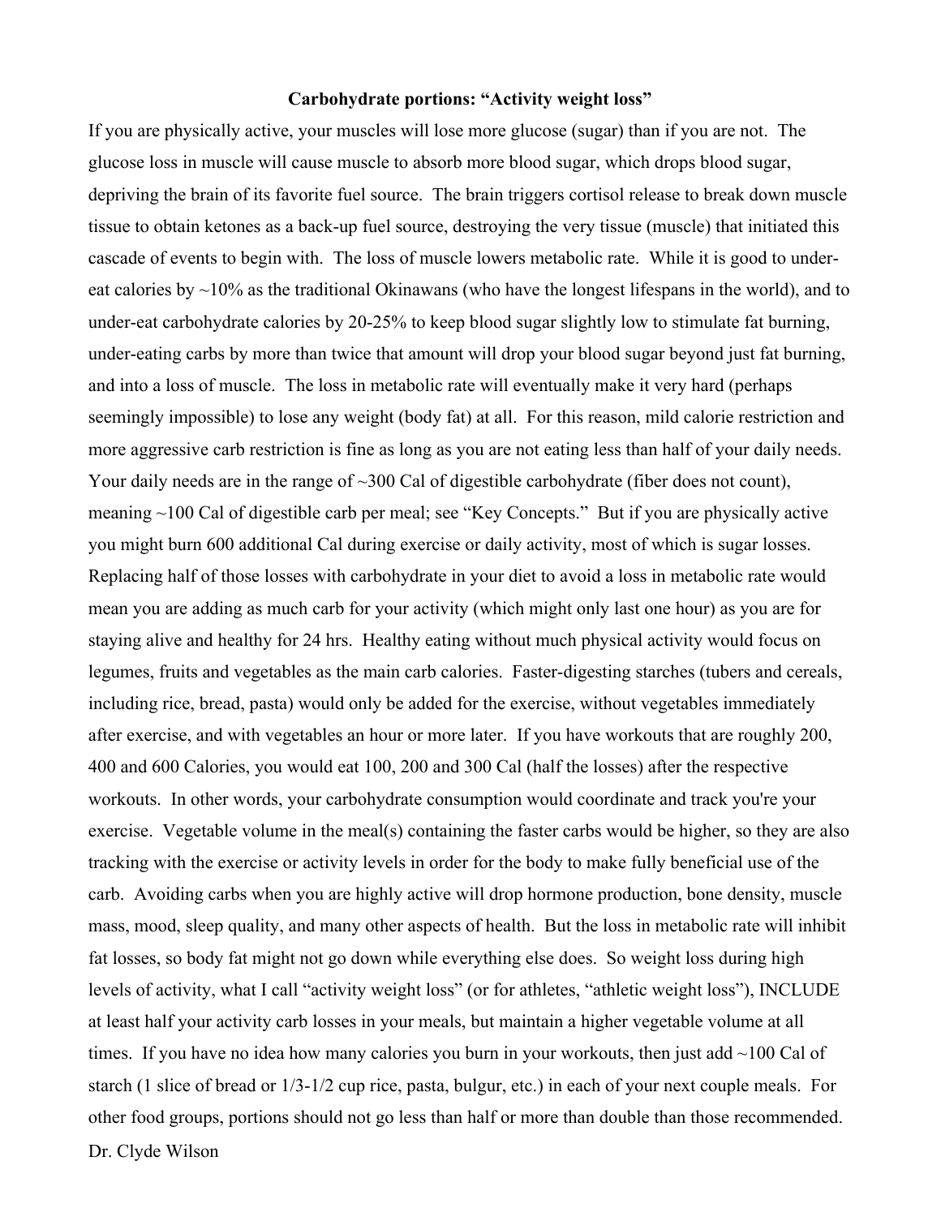**Carbohydrate portions: "Activity weight loss"**

If you are physically active, your muscles will lose more glucose (sugar) than if you are not. The glucose loss in muscle will cause muscle to absorb more blood sugar, which drops blood sugar, depriving the brain of its favorite fuel source. The brain triggers cortisol release to break down muscle tissue to obtain ketones as a back-up fuel source, destroying the very tissue (muscle) that initiated this cascade of events to begin with. The loss of muscle lowers metabolic rate. While it is good to under-eat calories by ~10% as the traditional Okinawans (who have the longest lifespans in the world), and to under-eat carbohydrate calories by 20-25% to keep blood sugar slightly low to stimulate fat burning, under-eating carbs by more than twice that amount will drop your blood sugar beyond just fat burning, and into a loss of muscle. The loss in metabolic rate will eventually make it very hard (perhaps seemingly impossible) to lose any weight (body fat) at all. For this reason, mild calorie restriction and more aggressive carb restriction is fine as long as you are not eating less than half of your daily needs. Your daily needs are in the range of ~300 Cal of digestible carbohydrate (fiber does not count), meaning ~100 Cal of digestible carb per meal; see "Key Concepts." But if you are physically active you might burn 600 additional Cal during exercise or daily activity, most of which is sugar losses. Replacing half of those losses with carbohydrate in your diet to avoid a loss in metabolic rate would mean you are adding as much carb for your activity (which might only last one hour) as you are for staying alive and healthy for 24 hrs. Healthy eating without much physical activity would focus on legumes, fruits and vegetables as the main carb calories. Faster-digesting starches (tubers and cereals, including rice, bread, pasta) would only be added for the exercise, without vegetables immediately after exercise, and with vegetables an hour or more later. If you have workouts that are roughly 200, 400 and 600 Calories, you would eat 100, 200 and 300 Cal (half the losses) after the respective workouts. In other words, your carbohydrate consumption would coordinate and track you're your exercise. Vegetable volume in the meal(s) containing the faster carbs would be higher, so they are also tracking with the exercise or activity levels in order for the body to make fully beneficial use of the carb. Avoiding carbs when you are highly active will drop hormone production, bone density, muscle mass, mood, sleep quality, and many other aspects of health. But the loss in metabolic rate will inhibit fat losses, so body fat might not go down while everything else does. So weight loss during high levels of activity, what I call "activity weight loss" (or for athletes, "athletic weight loss"), INCLUDE at least half your activity carb losses in your meals, but maintain a higher vegetable volume at all times. If you have no idea how many calories you burn in your workouts, then just add ~100 Cal of starch (1 slice of bread or 1/3-1/2 cup rice, pasta, bulgur, etc.) in each of your next couple meals. For other food groups, portions should not go less than half or more than double than those recommended.

Dr. Clyde Wilson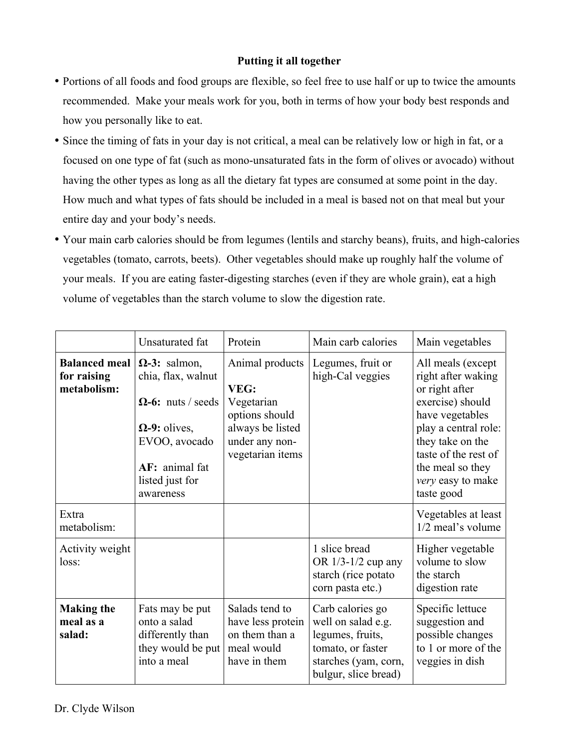**Putting it all together**

- Portions of all foods and food groups are flexible, so feel free to use half or up to twice the amounts recommended. Make your meals work for you, both in terms of how your body best responds and how you personally like to eat.
- Since the timing of fats in your day is not critical, a meal can be relatively low or high in fat, or a focused on one type of fat (such as mono-unsaturated fats in the form of olives or avocado) without having the other types as long as all the dietary fat types are consumed at some point in the day. How much and what types of fats should be included in a meal is based not on that meal but your entire day and your body's needs.
- Your main carb calories should be from legumes (lentils and starchy beans), fruits, and high-calories vegetables (tomato, carrots, beets). Other vegetables should make up roughly half the volume of your meals. If you are eating faster-digesting starches (even if they are whole grain), eat a high volume of vegetables than the starch volume to slow the digestion rate.

| | Unsaturated fat | Protein | Main carb calories | Main vegetables |
|---|---|---|---|---|
| **Balanced meal for raising metabolism:** | **Ω-3:** salmon, chia, flax, walnut<br><br>**Ω-6:** nuts / seeds<br><br>**Ω-9:** olives, EVOO, avocado<br><br>**AF:** animal fat listed just for awareness | Animal products<br><br>**VEG:** Vegetarian options should always be listed under any non-vegetarian items | Legumes, fruit or high-Cal veggies | All meals (except right after waking or right after exercise) should have vegetables play a central role: they take on the taste of the rest of the meal so they *very* easy to make taste good |
| Extra metabolism: | | | | Vegetables at least 1/2 meal's volume |
| Activity weight loss: | | | 1 slice bread OR 1/3-1/2 cup any starch (rice potato corn pasta etc.) | Higher vegetable volume to slow the starch digestion rate |
| **Making the meal as a salad:** | Fats may be put onto a salad differently than they would be put into a meal | Salads tend to have less protein on them than a meal would have in them | Carb calories go well on salad e.g. legumes, fruits, tomato, or faster starches (yam, corn, bulgur, slice bread) | Specific lettuce suggestion and possible changes to 1 or more of the veggies in dish |

Dr. Clyde Wilson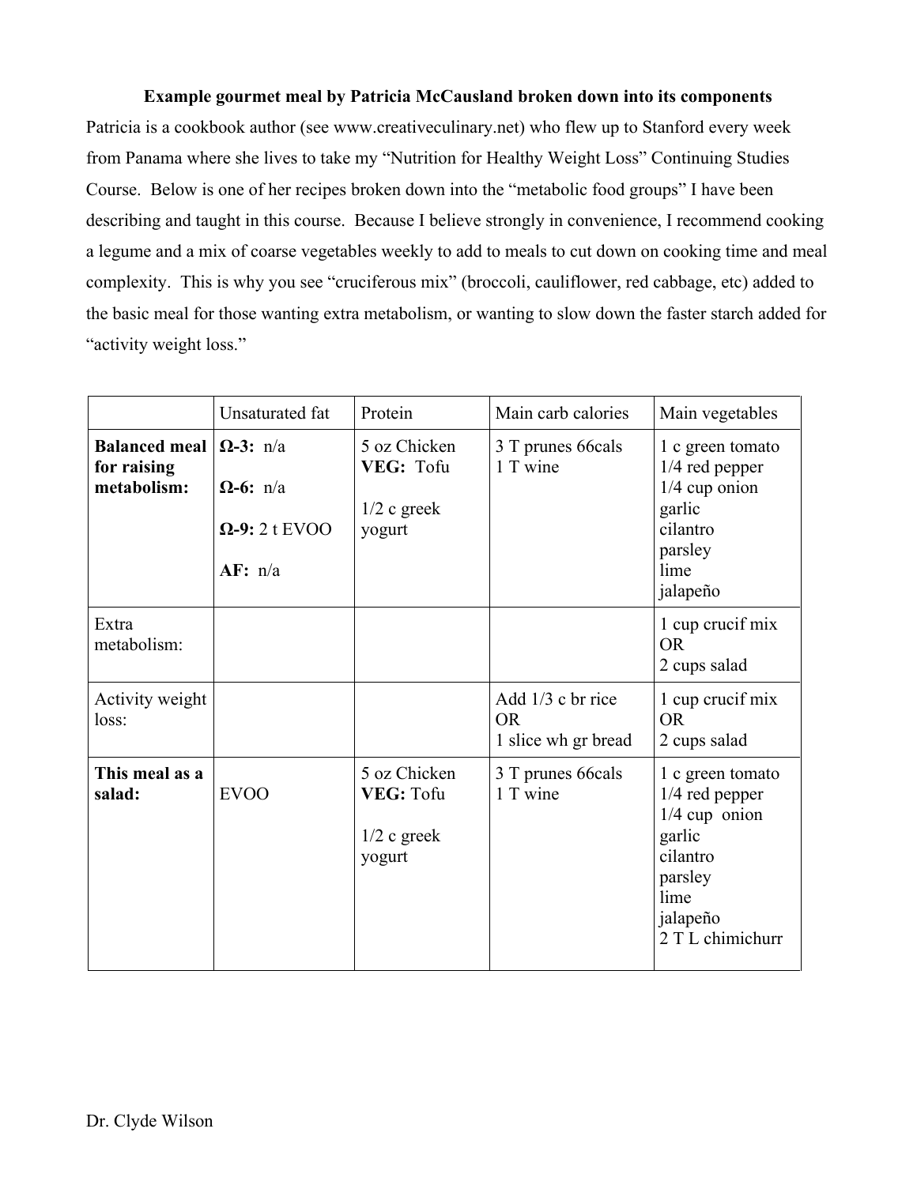**Example gourmet meal by Patricia McCausland broken down into its components**

Patricia is a cookbook author (see www.creativeculinary.net) who flew up to Stanford every week from Panama where she lives to take my "Nutrition for Healthy Weight Loss" Continuing Studies Course. Below is one of her recipes broken down into the "metabolic food groups" I have been describing and taught in this course. Because I believe strongly in convenience, I recommend cooking a legume and a mix of coarse vegetables weekly to add to meals to cut down on cooking time and meal complexity. This is why you see "cruciferous mix" (broccoli, cauliflower, red cabbage, etc) added to the basic meal for those wanting extra metabolism, or wanting to slow down the faster starch added for "activity weight loss."

| | Unsaturated fat | Protein | Main carb calories | Main vegetables |
|---|---|---|---|---|
| **Balanced meal for raising metabolism:** | **Ω-3:** n/a<br>**Ω-6:** n/a<br>**Ω-9:** 2 t EVOO<br>**AF:** n/a | 5 oz Chicken<br>**VEG:** Tofu<br>1/2 c greek yogurt | 3 T prunes 66cals<br>1 T wine | 1 c green tomato<br>1/4 red pepper<br>1/4 cup onion<br>garlic<br>cilantro<br>parsley<br>lime<br>jalapeño |
| Extra metabolism: | | | | 1 cup crucif mix<br>OR<br>2 cups salad |
| Activity weight loss: | | | Add 1/3 c br rice<br>OR<br>1 slice wh gr bread | 1 cup crucif mix<br>OR<br>2 cups salad |
| **This meal as a salad:** | EVOO | 5 oz Chicken<br>**VEG:** Tofu<br>1/2 c greek yogurt | 3 T prunes 66cals<br>1 T wine | 1 c green tomato<br>1/4 red pepper<br>1/4 cup onion<br>garlic<br>cilantro<br>parsley<br>lime<br>jalapeño<br>2 T L chimichurr |

Dr. Clyde Wilson